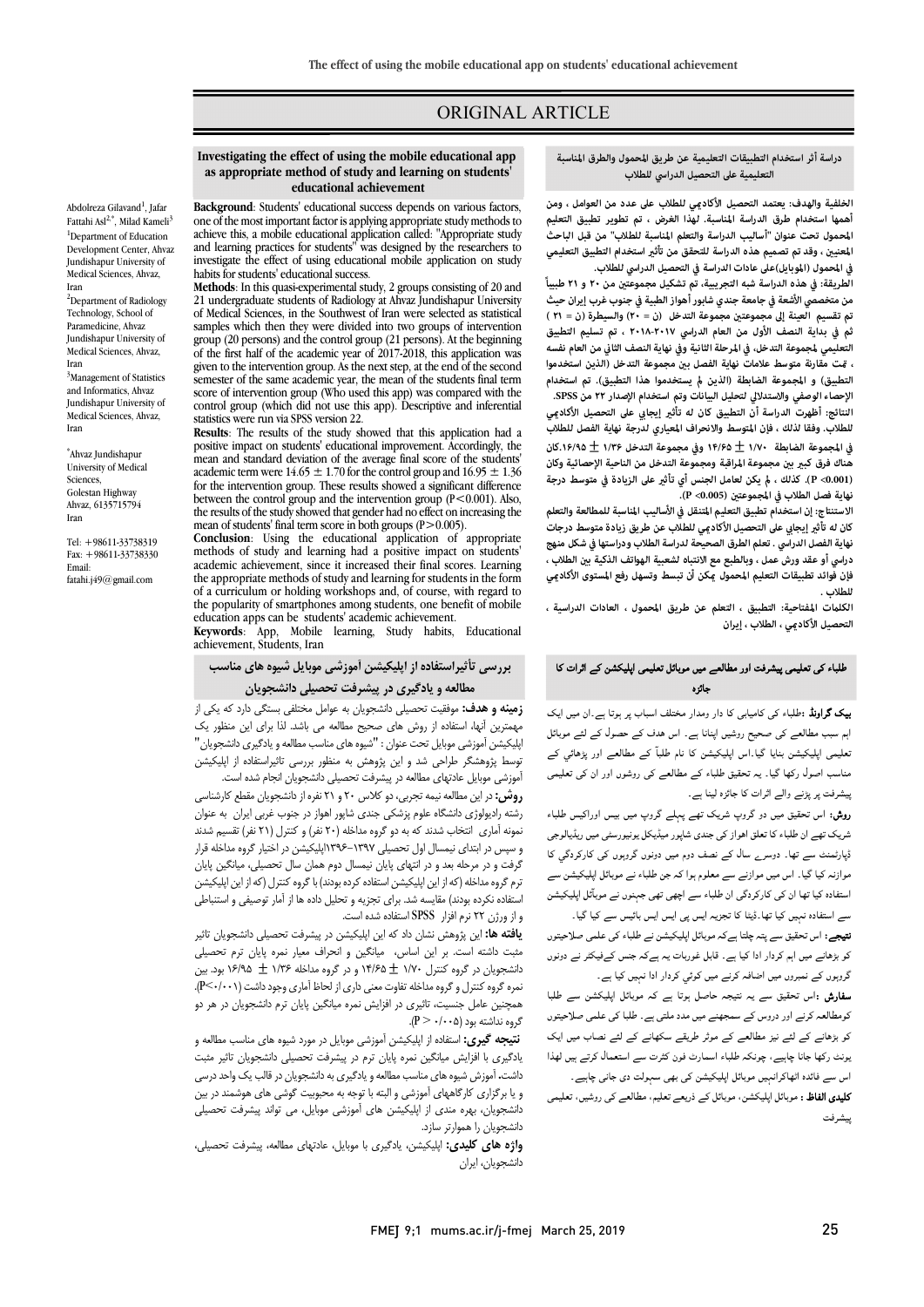# ORIGINAL ARTICLE

## Investigating the effect of using the mobile educational app as appropriate method of study and learning on students' educational achievement

Abdolreza Gilavand[1], Jafar Fattahi Asl[2,*], Milad Kameli[3]

[1]Department of Education Development Center, Ahvaz Jundishapur University of Medical Sciences, Ahvaz, Iran

[2]Department of Radiology Technology, School of Paramedicine, Ahvaz Jundishapur University of Medical Sciences, Ahvaz, Iran

[3]Management of Statistics and Informatics, Ahvaz Jundishapur University of Medical Sciences, Ahvaz, Iran

*Ahvaz Jundishapur University of Medical Sciences, Golestan Highway Ahvaz, 6135715794 Iran

Tel: +98611-33738319
Fax: +98611-33738330
Email: fatahi.j49@gmail.com

**Background**: Students' educational success depends on various factors, one of the most important factor is applying appropriate study methods to achieve this, a mobile educational application called: "Appropriate study and learning practices for students" was designed by the researchers to investigate the effect of using educational mobile application on study habits for students' educational success.

**Methods**: In this quasi-experimental study, 2 groups consisting of 20 and 21 undergraduate students of Radiology at Ahvaz Jundishapur University of Medical Sciences, in the Southwest of Iran were selected as statistical samples which then they were divided into two groups of intervention group (20 persons) and the control group (21 persons). At the beginning of the first half of the academic year of 2017-2018, this application was given to the intervention group. As the next step, at the end of the second semester of the same academic year, the mean of the students final term score of intervention group (Who used this app) was compared with the control group (which did not use this app). Descriptive and inferential statistics were run via SPSS version 22.

**Results**: The results of the study showed that this application had a positive impact on students' educational improvement. Accordingly, the mean and standard deviation of the average final score of the students' academic term were $14.65 \pm 1.70$ for the control group and $16.95 \pm 1.36$ for the intervention group. These results showed a significant difference between the control group and the intervention group ($P<0.001$). Also, the results of the study showed that gender had no effect on increasing the mean of students' final term score in both groups ($P>0.005$).

**Conclusion**: Using the educational application of appropriate methods of study and learning had a positive impact on students' academic achievement, since it increased their final scores. Learning the appropriate methods of study and learning for students in the form of a curriculum or holding workshops and, of course, with regard to the popularity of smartphones among students, one benefit of mobile education apps can be students' academic achievement.

**Keywords**: App, Mobile learning, Study habits, Educational achievement, Students, Iran

## دراسة أثر استخدام التطبيقات التعليمية عن طريق المحمول والطرق المناسبة التعليمية على التحصيل الدراسي للطلاب

**الخلفية والهدف:** يعتمد التحصيل الأكاديمي للطلاب على عدد من العوامل ، ومن أهمها استخدام طرق الدراسة المناسبة. لهذا الغرض ، تم تطوير تطبيق التعليم المحمول تحت عنوان "أساليب الدراسة والتعلم المناسبة للطلاب" من قبل الباحث المعنيين ، وقد تم تصميم هذه الدراسة للتحقق من تأثير استخدام التطبيق التعليمي في المحمول (الموبايل)على عادات الدراسة في التحصيل الدراسي للطلاب.

**الطريقة:** في هذه الدراسة شبه التجريبية، تم تشكيل مجموعتين من ٢٠ و ٢١ طبيباً من متخصصي الأشعة في جامعة جندي شابور أهواز الطبية في جنوب غرب إيران حيث تم تقسيم العينة إلى مجموعتين مجموعة التدخل (ن = ٢٠) والسيطرة (ن = ٢١ ) ثم في بداية النصف الأول من العام الدراسي ٢٠١٧-٢٠١٨ ، تم تسليم التطبيق التعليمي لمجموعة التدخل، في المرحلة الثانية وفي نهاية النصف الثاني من العام نفسه ، تمت مقارنة متوسط علامات نهاية الفصل بين مجموعة التدخل (الذين استخدموا التطبيق) و المجموعة الضابطة (الذين لم يستخدموا هذا التطبيق). تم استخدام الإحصاء الوصفي والاستدلالي لتحليل البيانات وتم استخدام الإصدار ٢٢ من SPSS.

**النتائج:** أظهرت الدراسة أن التطبيق كان له تأثير إيجابي على التحصيل الأكاديمي للطلاب. وفقًا لذلك ، فإن المتوسط والانحراف المعياري لدرجة نهاية الفصل للطلاب في المجموعة الضابطة ١/٧٠ ± ١٤/٦٥ وفي مجموعة التدخل ١/٣٦ ± ١٦/٩٥.كان هناك فرق كبير بين مجموعة المراقبة ومجموعة التدخل من الناحية الإحصائية (P< 0.001). كذلك ، لم يكن لعامل الجنس أي تأثير على الزيادة في متوسط درجة نهاية فصل الطلاب في المجموعتين (P <0.005).

**الاستنتاج:** إن استخدام تطبيق التعليم المتنقل في الأساليب المناسبة للمطالعة والتعلم كان له تأثير إيجابي على التحصيل الأكاديمي للطلاب عن طريق زيادة متوسط درجات نهاية الفصل الدراسي . تعلم الطرق الصحيحة لدراسة الطلاب ودراستها في شكل منهج دراسي أو عقد ورش عمل ، وبالطبع مع الانتباه لشعبية الهواتف الذكية بين الطلاب ، فإن فوائد تطبيقات التعليم المحمول يمكن أن تبسط وتسهل رفع المستوى الأكاديمي للطلاب .

**الكلمات المفتاحية:** التطبيق ، التعلم عن طريق المحمول ، العادات الدراسية ، التحصيل الأكاديمي ، الطلاب ، إيران

## طلباء کی تعلیمی پیشرفت اور مطالعے میں موبائل تعلیمی اپلیکشن کے اثرات کا جائزہ

**بیک گراونڈ** :طلباء کی کامیابی کا دار ومدار مختلف اسباب پر ہوتا ہے۔ان میں ایک اہم سبب مطالعے کی صحیح روشیں اپنانا ہے۔ اس ہدف کے حصول کے لئے موبائل تعلیمی اپلیکیشن بنایا گیا۔اس اپلیکیشن کا نام طلبأ کے مطالعے اور پڑھائي کے مناسب اصول رکھا گیا۔ یہ تحقیق طلباء کے مطالعے کی روشوں اور ان کی تعلیمی پیشرفت پر پڑنے والے اثرات کا جائزہ لیتی ہے۔

**روش:** اس تحقیق میں دو گروپ شریک تھے پہلے گروپ میں بیس اوراکیس طلباء شریک تھے ان طلباء کا تعلق اھواز کی جندی شاپور میڈیکل یونیورسٹی میں ریڈیالوجی ڈپارٹمنٹ سے تھا۔ دوسرے سال کے نصف دوم میں دونوں گروپوں کی کارکردگي کا موازنہ کیا گیا۔ اس میں موازنے سے معلوم ہوا کہ جن طلباء نے موبائل اپلیکیشن سے استفادہ کیا تھا ان کی کارکردگي ان طلباء سے اچھی تھی جنہوں نے موبائل اپلیکیشن سے استفادہ نہیں کیا تھا۔ڈیٹا کا تجزیہ ایس پی ایس ایس بائیس سے کیا گيا۔

**نتیجے:** اس تحقیق سے پتہ چلتا ہےکہ موبائل اپلیکیشن نے طلباء کی علمی صلاحیتوں کو بڑھانے میں اہم کردار ادا کیا ہے۔ قابل غوربات یہ ہےکہ جنس کےفیکٹر نے دونوں گروپوں کے نمبروں میں اضافہ کرنے میں کوئي کردار ادا نہیں کیا ہے۔

**سفارش :**اس تحقیق سے یہ نتیجہ حاصل ہوتا ہے کہ موبائل اپلیکیشن سے طلبا کومطالعہ کرنے اور دروس کے سمجھنے میں مدد ملتی ہے۔ طلبا کی علمی صلاحیتوں کو بڑھانے کے لئے نیز مطالعے کے موثر طریقے سکھانے کے لئے نصاب میں ایک یونٹ رکھا جانا چاہیے، چونکہ طلباء اسمارٹ فون کثرت سے استعمال کرتے ہیں لھذا اس سے فائدہ اٹھاکرانہیں موبائل اپلیکیشن کی بھی سہولت دی جانی چاہیے۔

**کلیدی الفاظ :** موبائل اپلیکشن، موبائل کے ذریعے تعلیم، مطالعے کی روشیں، تعلیمی پیشرفت

## بررسی تأثیراستفاده از اپلیکیشن آموزشی موبایل شیوه های مناسب مطالعه و یادگیری در پیشرفت تحصیلی دانشجویان

**زمینه و هدف:** موفقیت تحصیلی دانشجویان به عوامل مختلفی بستگی دارد که یکی از مهمترین آنها، استفاده از روش های صحیح مطالعه می باشد. لذا برای این منظور یک اپلیکیشن آموزشی موبایل تحت عنوان : "شیوه های مناسب مطالعه و یادگیری دانشجویان" توسط پژوهشگر طراحی شد و این پژوهش به منظور بررسی تاثیراستفاده از اپلیکیشن آموزشی موبایل عادتهای مطالعه در پیشرفت تحصیلی دانشجویان انجام شده است.

**روش:** در این مطالعه نیمه تجربی، دو کلاس ۲۰ و ۲۱ نفره از دانشجویان مقطع کارشناسی رشته رادیولوژی دانشگاه علوم پزشکی جندی شاپور اهواز در جنوب غربی ایران به عنوان نمونه آماری انتخاب شدند که به دو گروه مداخله (۲۰ نفر) و کنترل (۲۱ نفر) تقسیم شدند و سپس در ابتدای نیمسال اول تحصیلی ۱۳۹۷-۱۳۹۶اپلیکیشن در اختیار گروه مداخله قرار گرفت و در مرحله بعد و در انتهای پایان نیمسال دوم همان سال تحصیلی، میانگین پایان ترم گروه مداخله (که از این اپلیکیشن استفاده کرده بودند) با گروه کنترل (که از این اپلیکیشن استفاده نکرده بودند) مقایسه شد. برای تجزیه و تحلیل داده ها از آمار توصیفی و استنباطی و از ورژن ۲۲ نرم افزار SPSS استفاده شده است.

**یافته ها:** این پژوهش نشان داد که این اپلیکیشن در پیشرفت تحصیلی دانشجویان تاثیر مثبت داشته است. بر این اساس، میانگین و انحراف معیار نمره پایان ترم تحصیلی دانشجویان در گروه کنترل ۱/۷۰ ± ۱۴/۶۵ و در گروه مداخله ۱/۳۶ ± ۱۶/۹۵ بود. بین نمره گروه کنترل و گروه مداخله تفاوت معنی داری از لحاظ آماری وجود داشت (P<۰/۰۰۱). همچنین عامل جنسیت، تاثیری در افزایش نمره میانگین پایان ترم دانشجویان در هر دو گروه نداشته بود (P > ۰/۰۰۵).

**نتیجه گیری:** استفاده از اپلیکیشن آموزشی موبایل در مورد شیوه های مناسب مطالعه و یادگیری با افزایش میانگین نمره پایان ترم در پیشرفت تحصیلی دانشجویان تاثیر مثبت داشت، آموزش شیوه های مناسب مطالعه و یادگیری به دانشجویان در قالب یک واحد درسی و یا برگزاری کارگاههای آموزشی و البته با توجه به محبوبیت گوشی های هوشمند در بین دانشجویان، بهره مندی از اپلیکیشن های آموزشی موبایل، می تواند پیشرفت تحصیلی دانشجویان را هموارتر سازد.

**واژه های کلیدی:** اپلیکیشن، یادگیری با موبایل، عادتهای مطالعه، پیشرفت تحصیلی، دانشجویان، ایران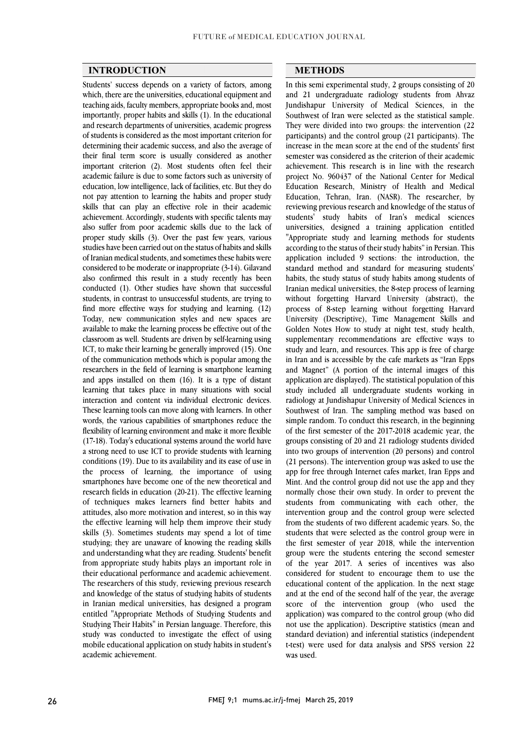## INTRODUCTION

Students' success depends on a variety of factors, among which, there are the universities, educational equipment and teaching aids, faculty members, appropriate books and, most importantly, proper habits and skills (1). In the educational and research departments of universities, academic progress of students is considered as the most important criterion for determining their academic success, and also the average of their final term score is usually considered as another important criterion (2). Most students often feel their academic failure is due to some factors such as university of education, low intelligence, lack of facilities, etc. But they do not pay attention to learning the habits and proper study skills that can play an effective role in their academic achievement. Accordingly, students with specific talents may also suffer from poor academic skills due to the lack of proper study skills (3). Over the past few years, various studies have been carried out on the status of habits and skills of Iranian medical students, and sometimes these habits were considered to be moderate or inappropriate (3-14). Gilavand also confirmed this result in a study recently has been conducted (1). Other studies have shown that successful students, in contrast to unsuccessful students, are trying to find more effective ways for studying and learning. (12) Today, new communication styles and new spaces are available to make the learning process be effective out of the classroom as well. Students are driven by self-learning using ICT, to make their learning be generally improved (15). One of the communication methods which is popular among the researchers in the field of learning is smartphone learning and apps installed on them (16). It is a type of distant learning that takes place in many situations with social interaction and content via individual electronic devices. These learning tools can move along with learners. In other words, the various capabilities of smartphones reduce the flexibility of learning environment and make it more flexible (17-18). Today's educational systems around the world have a strong need to use ICT to provide students with learning conditions (19). Due to its availability and its ease of use in the process of learning, the importance of using smartphones have become one of the new theoretical and research fields in education (20-21). The effective learning of techniques makes learners find better habits and attitudes, also more motivation and interest, so in this way the effective learning will help them improve their study skills (3). Sometimes students may spend a lot of time studying; they are unaware of knowing the reading skills and understanding what they are reading. Students' benefit from appropriate study habits plays an important role in their educational performance and academic achievement. The researchers of this study, reviewing previous research and knowledge of the status of studying habits of students in Iranian medical universities, has designed a program entitled "Appropriate Methods of Studying Students and Studying Their Habits" in Persian language. Therefore, this study was conducted to investigate the effect of using mobile educational application on study habits in student's academic achievement.

## METHODS

In this semi experimental study, 2 groups consisting of 20 and 21 undergraduate radiology students from Ahvaz Jundishapur University of Medical Sciences, in the Southwest of Iran were selected as the statistical sample. They were divided into two groups: the intervention (22 participants) and the control group (21 participants). The increase in the mean score at the end of the students' first semester was considered as the criterion of their academic achievement. This research is in line with the research project No. 960437 of the National Center for Medical Education Research, Ministry of Health and Medical Education, Tehran, Iran. (NASR). The researcher, by reviewing previous research and knowledge of the status of students' study habits of Iran's medical sciences universities, designed a training application entitled "Appropriate study and learning methods for students according to the status of their study habits" in Persian. This application included 9 sections: the introduction, the standard method and standard for measuring students' habits, the study status of study habits among students of Iranian medical universities, the 8-step process of learning without forgetting Harvard University (abstract), the process of 8-step learning without forgetting Harvard University (Descriptive), Time Management Skills and Golden Notes How to study at night test, study health, supplementary recommendations are effective ways to study and learn, and resources. This app is free of charge in Iran and is accessible by the cafe markets as "Iran Epps and Magnet" (A portion of the internal images of this application are displayed). The statistical population of this study included all undergraduate students working in radiology at Jundishapur University of Medical Sciences in Southwest of Iran. The sampling method was based on simple random. To conduct this research, in the beginning of the first semester of the 2017-2018 academic year, the groups consisting of 20 and 21 radiology students divided into two groups of intervention (20 persons) and control (21 persons). The intervention group was asked to use the app for free through Internet cafes market, Iran Epps and Mint. And the control group did not use the app and they normally chose their own study. In order to prevent the students from communicating with each other, the intervention group and the control group were selected from the students of two different academic years. So, the students that were selected as the control group were in the first semester of year 2018, while the intervention group were the students entering the second semester of the year 2017. A series of incentives was also considered for student to encourage them to use the educational content of the application. In the next stage and at the end of the second half of the year, the average score of the intervention group (who used the application) was compared to the control group (who did not use the application). Descriptive statistics (mean and standard deviation) and inferential statistics (independent t-test) were used for data analysis and SPSS version 22 was used.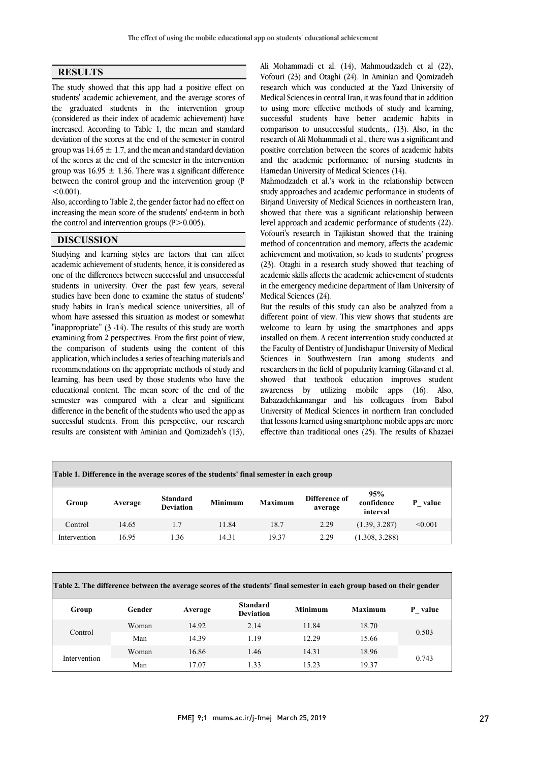## RESULTS

The study showed that this app had a positive effect on students' academic achievement, and the average scores of the graduated students in the intervention group (considered as their index of academic achievement) have increased. According to Table 1, the mean and standard deviation of the scores at the end of the semester in control group was $14.65 \pm 1.7$, and the mean and standard deviation of the scores at the end of the semester in the intervention group was $16.95 \pm 1.36$. There was a significant difference between the control group and the intervention group ($P < 0.001$).

Also, according to Table 2, the gender factor had no effect on increasing the mean score of the students' end-term in both the control and intervention groups ($P > 0.005$).

## DISCUSSION

Studying and learning styles are factors that can affect academic achievement of students, hence, it is considered as one of the differences between successful and unsuccessful students in university. Over the past few years, several studies have been done to examine the status of students' study habits in Iran's medical science universities, all of whom have assessed this situation as modest or somewhat "inappropriate" (3 -14). The results of this study are worth examining from 2 perspectives. From the first point of view, the comparison of students using the content of this application, which includes a series of teaching materials and recommendations on the appropriate methods of study and learning, has been used by those students who have the educational content. The mean score of the end of the semester was compared with a clear and significant difference in the benefit of the students who used the app as successful students. From this perspective, our research results are consistent with Aminian and Qomizadeh's (13), Ali Mohammadi et al. (14), Mahmoudzadeh et al (22), Vofouri (23) and Otaghi (24). In Aminian and Qomizadeh research which was conducted at the Yazd University of Medical Sciences in central Iran, it was found that in addition to using more effective methods of study and learning, successful students have better academic habits in comparison to unsuccessful students,. (13). Also, in the research of Ali Mohammadi et al., there was a significant and positive correlation between the scores of academic habits and the academic performance of nursing students in Hamedan University of Medical Sciences (14).

Mahmodzadeh et al.'s work in the relationship between study approaches and academic performance in students of Birjand University of Medical Sciences in northeastern Iran, showed that there was a significant relationship between level approach and academic performance of students (22). Vofouri's research in Tajikistan showed that the training method of concentration and memory, affects the academic achievement and motivation, so leads to students' progress (23). Otaghi in a research study showed that teaching of academic skills affects the academic achievement of students in the emergency medicine department of Ilam University of Medical Sciences (24).

But the results of this study can also be analyzed from a different point of view. This view shows that students are welcome to learn by using the smartphones and apps installed on them. A recent intervention study conducted at the Faculty of Dentistry of Jundishapur University of Medical Sciences in Southwestern Iran among students and researchers in the field of popularity learning Gilavand et al. showed that textbook education improves student awareness by utilizing mobile apps (16). Also, Babazadehkamangar and his colleagues from Babol University of Medical Sciences in northern Iran concluded that lessons learned using smartphone mobile apps are more effective than traditional ones (25). The results of Khazaei

**Table 1. Difference in the average scores of the students' final semester in each group**

| Group | Average | Standard Deviation | Minimum | Maximum | Difference of average | 95% confidence interval | P_ value |
|---|---|---|---|---|---|---|---|
| Control | 14.65 | 1.7 | 11.84 | 18.7 | 2.29 | (1.39, 3.287) | <0.001 |
| Intervention | 16.95 | 1.36 | 14.31 | 19.37 | 2.29 | (1.308, 3.288) | |

**Table 2. The difference between the average scores of the students' final semester in each group based on their gender**

| Group | Gender | Average | Standard Deviation | Minimum | Maximum | P_ value |
|---|---|---|---|---|---|---|
| Control | Woman | 14.92 | 2.14 | 11.84 | 18.70 | 0.503 |
| | Man | 14.39 | 1.19 | 12.29 | 15.66 | |
| Intervention | Woman | 16.86 | 1.46 | 14.31 | 18.96 | 0.743 |
| | Man | 17.07 | 1.33 | 15.23 | 19.37 | |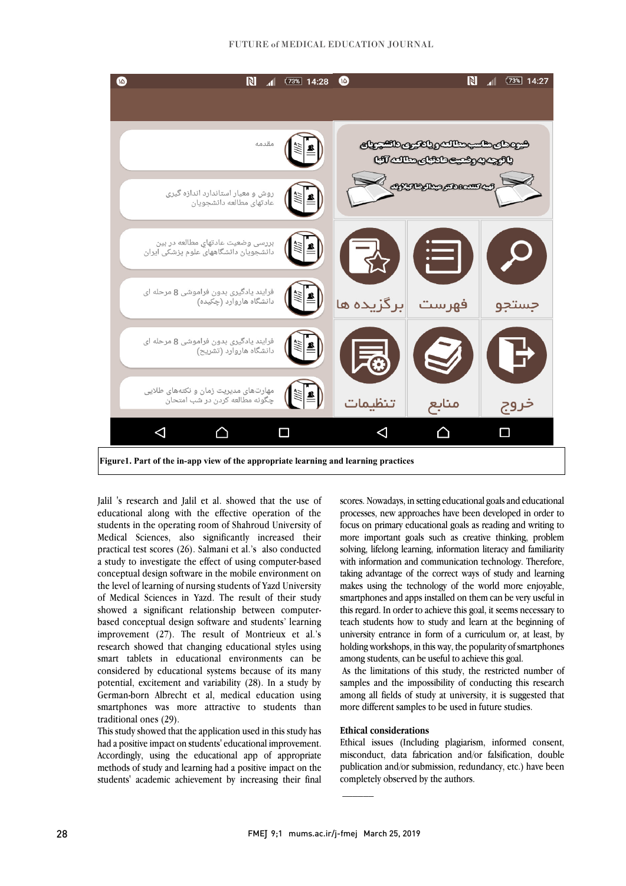**Figure1. Part of the in-app view of the appropriate learning and learning practices**

Jalil 's research and Jalil et al. showed that the use of educational along with the effective operation of the students in the operating room of Shahroud University of Medical Sciences, also significantly increased their practical test scores (26). Salmani et al.'s also conducted a study to investigate the effect of using computer-based conceptual design software in the mobile environment on the level of learning of nursing students of Yazd University of Medical Sciences in Yazd. The result of their study showed a significant relationship between computer-based conceptual design software and students' learning improvement (27). The result of Montrieux et al.'s research showed that changing educational styles using smart tablets in educational environments can be considered by educational systems because of its many potential, excitement and variability (28). In a study by German-born Albrecht et al, medical education using smartphones was more attractive to students than traditional ones (29).

This study showed that the application used in this study has had a positive impact on students' educational improvement. Accordingly, using the educational app of appropriate methods of study and learning had a positive impact on the students' academic achievement by increasing their final scores. Nowadays, in setting educational goals and educational processes, new approaches have been developed in order to focus on primary educational goals as reading and writing to more important goals such as creative thinking, problem solving, lifelong learning, information literacy and familiarity with information and communication technology. Therefore, taking advantage of the correct ways of study and learning makes using the technology of the world more enjoyable, smartphones and apps installed on them can be very useful in this regard. In order to achieve this goal, it seems necessary to teach students how to study and learn at the beginning of university entrance in form of a curriculum or, at least, by holding workshops, in this way, the popularity of smartphones among students, can be useful to achieve this goal.

As the limitations of this study, the restricted number of samples and the impossibility of conducting this research among all fields of study at university, it is suggested that more different samples to be used in future studies.

**Ethical considerations**

Ethical issues (Including plagiarism, informed consent, misconduct, data fabrication and/or falsification, double publication and/or submission, redundancy, etc.) have been completely observed by the authors.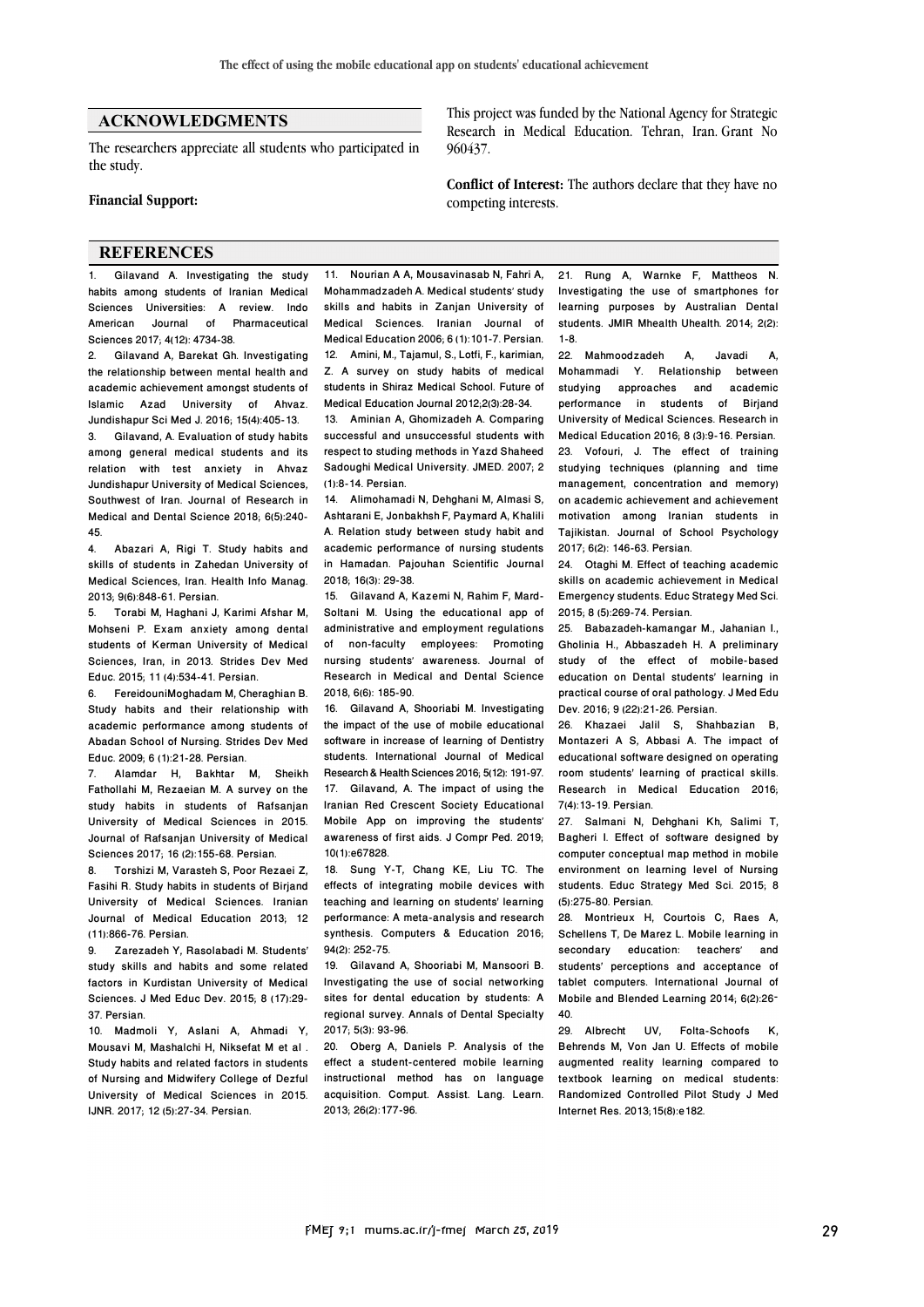## ACKNOWLEDGMENTS

The researchers appreciate all students who participated in the study.

**Financial Support:** This project was funded by the National Agency for Strategic Research in Medical Education. Tehran, Iran. Grant No 960437.

**Conflict of Interest:** The authors declare that they have no competing interests.

## REFERENCES

1. Gilavand A. Investigating the study habits among students of Iranian Medical Sciences Universities: A review. Indo American Journal of Pharmaceutical Sciences 2017; 4(12): 4734-38.
2. Gilavand A, Barekat Gh. Investigating the relationship between mental health and academic achievement amongst students of Islamic Azad University of Ahvaz. Jundishapur Sci Med J. 2016; 15(4):405-13.
3. Gilavand, A. Evaluation of study habits among general medical students and its relation with test anxiety in Ahvaz Jundishapur University of Medical Sciences, Southwest of Iran. Journal of Research in Medical and Dental Science 2018; 6(5):240-45.
4. Abazari A, Rigi T. Study habits and skills of students in Zahedan University of Medical Sciences, Iran. Health Info Manag. 2013; 9(6):848-61. Persian.
5. Torabi M, Haghani J, Karimi Afshar M, Mohseni P. Exam anxiety among dental students of Kerman University of Medical Sciences, Iran, in 2013. Strides Dev Med Educ. 2015; 11 (4):534-41. Persian.
6. FereidouniMoghadam M, Cheraghian B. Study habits and their relationship with academic performance among students of Abadan School of Nursing. Strides Dev Med Educ. 2009; 6 (1):21-28. Persian.
7. Alamdar H, Bakhtar M, Sheikh Fathollahi M, Rezaeian M. A survey on the study habits in students of Rafsanjan University of Medical Sciences in 2015. Journal of Rafsanjan University of Medical Sciences 2017; 16 (2):155-68. Persian.
8. Torshizi M, Varasteh S, Poor Rezaei Z, Fasihi R. Study habits in students of Birjand University of Medical Sciences. Iranian Journal of Medical Education 2013; 12 (11):866-76. Persian.
9. Zarezadeh Y, Rasolabadi M. Students' study skills and habits and some related factors in Kurdistan University of Medical Sciences. J Med Educ Dev. 2015; 8 (17):29-37. Persian.
10. Madmoli Y, Aslani A, Ahmadi Y, Mousavi M, Mashalchi H, Niksefat M et al . Study habits and related factors in students of Nursing and Midwifery College of Dezful University of Medical Sciences in 2015. IJNR. 2017; 12 (5):27-34. Persian.
11. Nourian A A, Mousavinasab N, Fahri A, Mohammadzadeh A. Medical students' study skills and habits in Zanjan University of Medical Sciences. Iranian Journal of Medical Education 2006; 6 (1):101-7. Persian.
12. Amini, M., Tajamul, S., Lotfi, F., karimian, Z. A survey on study habits of medical students in Shiraz Medical School. Future of Medical Education Journal 2012;2(3):28-34.
13. Aminian A, Ghomizadeh A. Comparing successful and unsuccessful students with respect to studing methods in Yazd Shaheed Sadoughi Medical University. JMED. 2007; 2 (1):8-14. Persian.
14. Alimohamadi N, Dehghani M, Almasi S, Ashtarani E, Jonbakhsh F, Paymard A, Khalili A. Relation study between study habit and academic performance of nursing students in Hamadan. Pajouhan Scientific Journal 2018; 16(3): 29-38.
15. Gilavand A, Kazemi N, Rahim F, Mard-Soltani M. Using the educational app of administrative and employment regulations of non-faculty employees: Promoting nursing students' awareness. Journal of Research in Medical and Dental Science 2018, 6(6): 185-90.
16. Gilavand A, Shooriabi M. Investigating the impact of the use of mobile educational software in increase of learning of Dentistry students. International Journal of Medical Research & Health Sciences 2016; 5(12): 191-97.
17. Gilavand, A. The impact of using the Iranian Red Crescent Society Educational Mobile App on improving the students' awareness of first aids. J Compr Ped. 2019; 10(1):e67828.
18. Sung Y-T, Chang KE, Liu TC. The effects of integrating mobile devices with teaching and learning on students' learning performance: A meta-analysis and research synthesis. Computers & Education 2016; 94(2): 252-75.
19. Gilavand A, Shooriabi M, Mansoori B. Investigating the use of social networking sites for dental education by students: A regional survey. Annals of Dental Specialty 2017; 5(3): 93-96.
20. Oberg A, Daniels P. Analysis of the effect a student-centered mobile learning instructional method has on language acquisition. Comput. Assist. Lang. Learn. 2013; 26(2):177-96.
21. Rung A, Warnke F, Mattheos N. Investigating the use of smartphones for learning purposes by Australian Dental students. JMIR Mhealth Uhealth. 2014; 2(2): 1-8.
22. Mahmoodzadeh A, Javadi A, Mohammadi Y. Relationship between studying approaches and academic performance in students of Birjand University of Medical Sciences. Research in Medical Education 2016; 8 (3):9-16. Persian.
23. Vofouri, J. The effect of training studying techniques (planning and time management, concentration and memory) on academic achievement and achievement motivation among Iranian students in Tajikistan. Journal of School Psychology 2017; 6(2): 146-63. Persian.
24. Otaghi M. Effect of teaching academic skills on academic achievement in Medical Emergency students. Educ Strategy Med Sci. 2015; 8 (5):269-74. Persian.
25. Babazadeh-kamangar M., Jahanian I., Gholinia H., Abbaszadeh H. A preliminary study of the effect of mobile-based education on Dental students' learning in practical course of oral pathology. J Med Edu Dev. 2016; 9 (22):21-26. Persian.
26. Khazaei Jalil S, Shahbazian B, Montazeri A S, Abbasi A. The impact of educational software designed on operating room students' learning of practical skills. Research in Medical Education 2016; 7(4):13-19. Persian.
27. Salmani N, Dehghani Kh, Salimi T, Bagheri I. Effect of software designed by computer conceptual map method in mobile environment on learning level of Nursing students. Educ Strategy Med Sci. 2015; 8 (5):275-80. Persian.
28. Montrieux H, Courtois C, Raes A, Schellens T, De Marez L. Mobile learning in secondary education: teachers' and students' perceptions and acceptance of tablet computers. International Journal of Mobile and Blended Learning 2014; 6(2):26-40.
29. Albrecht UV, Folta-Schoofs K, Behrends M, Von Jan U. Effects of mobile augmented reality learning compared to textbook learning on medical students: Randomized Controlled Pilot Study J Med Internet Res. 2013;15(8):e182.